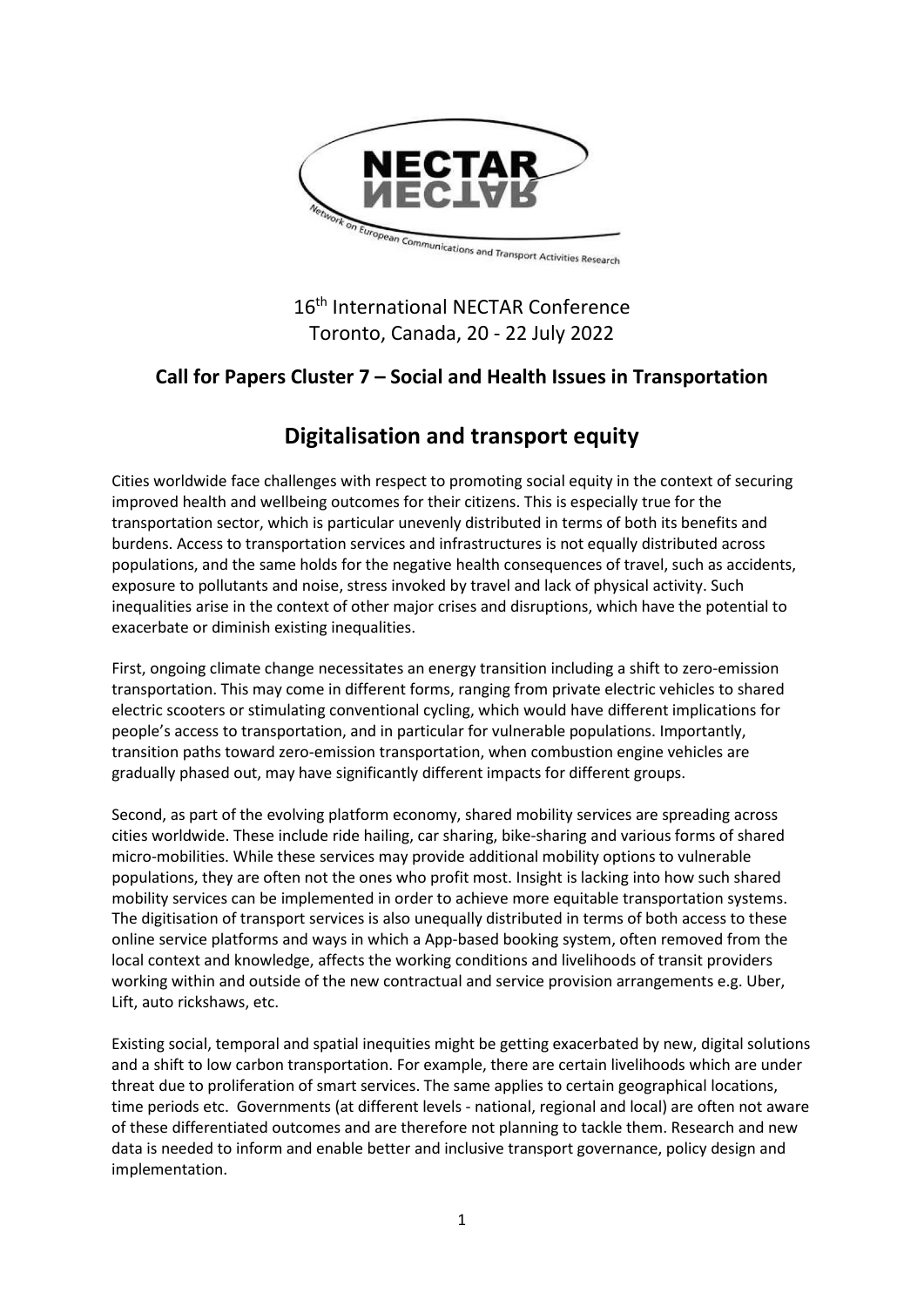NECTAR

Network on European Communications and Transport Activities Research

16th International NECTAR Conference
Toronto, Canada, 20 - 22 July 2022

**Call for Papers Cluster 7 – Social and Health Issues in Transportation**

# Digitalisation and transport equity

Cities worldwide face challenges with respect to promoting social equity in the context of securing improved health and wellbeing outcomes for their citizens. This is especially true for the transportation sector, which is particular unevenly distributed in terms of both its benefits and burdens. Access to transportation services and infrastructures is not equally distributed across populations, and the same holds for the negative health consequences of travel, such as accidents, exposure to pollutants and noise, stress invoked by travel and lack of physical activity. Such inequalities arise in the context of other major crises and disruptions, which have the potential to exacerbate or diminish existing inequalities.

First, ongoing climate change necessitates an energy transition including a shift to zero-emission transportation. This may come in different forms, ranging from private electric vehicles to shared electric scooters or stimulating conventional cycling, which would have different implications for people's access to transportation, and in particular for vulnerable populations. Importantly, transition paths toward zero-emission transportation, when combustion engine vehicles are gradually phased out, may have significantly different impacts for different groups.

Second, as part of the evolving platform economy, shared mobility services are spreading across cities worldwide. These include ride hailing, car sharing, bike-sharing and various forms of shared micro-mobilities. While these services may provide additional mobility options to vulnerable populations, they are often not the ones who profit most. Insight is lacking into how such shared mobility services can be implemented in order to achieve more equitable transportation systems. The digitisation of transport services is also unequally distributed in terms of both access to these online service platforms and ways in which a App-based booking system, often removed from the local context and knowledge, affects the working conditions and livelihoods of transit providers working within and outside of the new contractual and service provision arrangements e.g. Uber, Lift, auto rickshaws, etc.

Existing social, temporal and spatial inequities might be getting exacerbated by new, digital solutions and a shift to low carbon transportation. For example, there are certain livelihoods which are under threat due to proliferation of smart services. The same applies to certain geographical locations, time periods etc. Governments (at different levels - national, regional and local) are often not aware of these differentiated outcomes and are therefore not planning to tackle them. Research and new data is needed to inform and enable better and inclusive transport governance, policy design and implementation.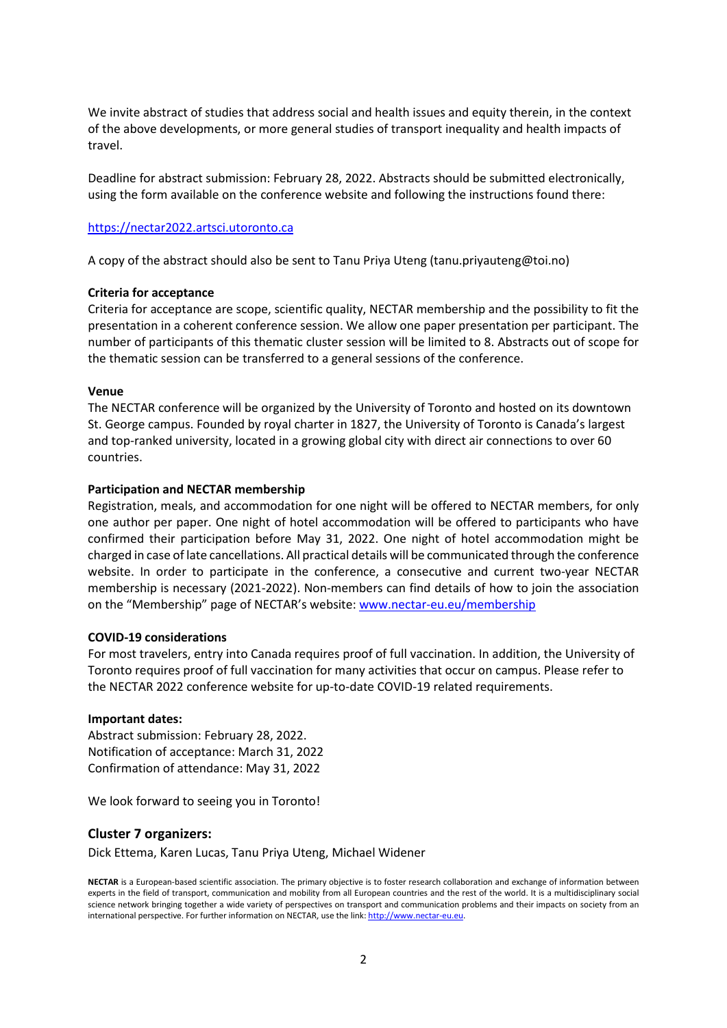We invite abstract of studies that address social and health issues and equity therein, in the context of the above developments, or more general studies of transport inequality and health impacts of travel.

Deadline for abstract submission: February 28, 2022. Abstracts should be submitted electronically, using the form available on the conference website and following the instructions found there:

https://nectar2022.artsci.utoronto.ca

A copy of the abstract should also be sent to Tanu Priya Uteng (tanu.priyauteng@toi.no)

**Criteria for acceptance**

Criteria for acceptance are scope, scientific quality, NECTAR membership and the possibility to fit the presentation in a coherent conference session. We allow one paper presentation per participant. The number of participants of this thematic cluster session will be limited to 8. Abstracts out of scope for the thematic session can be transferred to a general sessions of the conference.

**Venue**

The NECTAR conference will be organized by the University of Toronto and hosted on its downtown St. George campus. Founded by royal charter in 1827, the University of Toronto is Canada's largest and top-ranked university, located in a growing global city with direct air connections to over 60 countries.

**Participation and NECTAR membership**

Registration, meals, and accommodation for one night will be offered to NECTAR members, for only one author per paper. One night of hotel accommodation will be offered to participants who have confirmed their participation before May 31, 2022. One night of hotel accommodation might be charged in case of late cancellations. All practical details will be communicated through the conference website. In order to participate in the conference, a consecutive and current two-year NECTAR membership is necessary (2021-2022). Non-members can find details of how to join the association on the "Membership" page of NECTAR's website: www.nectar-eu.eu/membership

**COVID-19 considerations**

For most travelers, entry into Canada requires proof of full vaccination. In addition, the University of Toronto requires proof of full vaccination for many activities that occur on campus. Please refer to the NECTAR 2022 conference website for up-to-date COVID-19 related requirements.

**Important dates:**

Abstract submission: February 28, 2022.
Notification of acceptance: March 31, 2022
Confirmation of attendance: May 31, 2022

We look forward to seeing you in Toronto!

### Cluster 7 organizers:

Dick Ettema, Karen Lucas, Tanu Priya Uteng, Michael Widener

**NECTAR** is a European-based scientific association. The primary objective is to foster research collaboration and exchange of information between experts in the field of transport, communication and mobility from all European countries and the rest of the world. It is a multidisciplinary social science network bringing together a wide variety of perspectives on transport and communication problems and their impacts on society from an international perspective. For further information on NECTAR, use the link: http://www.nectar-eu.eu.